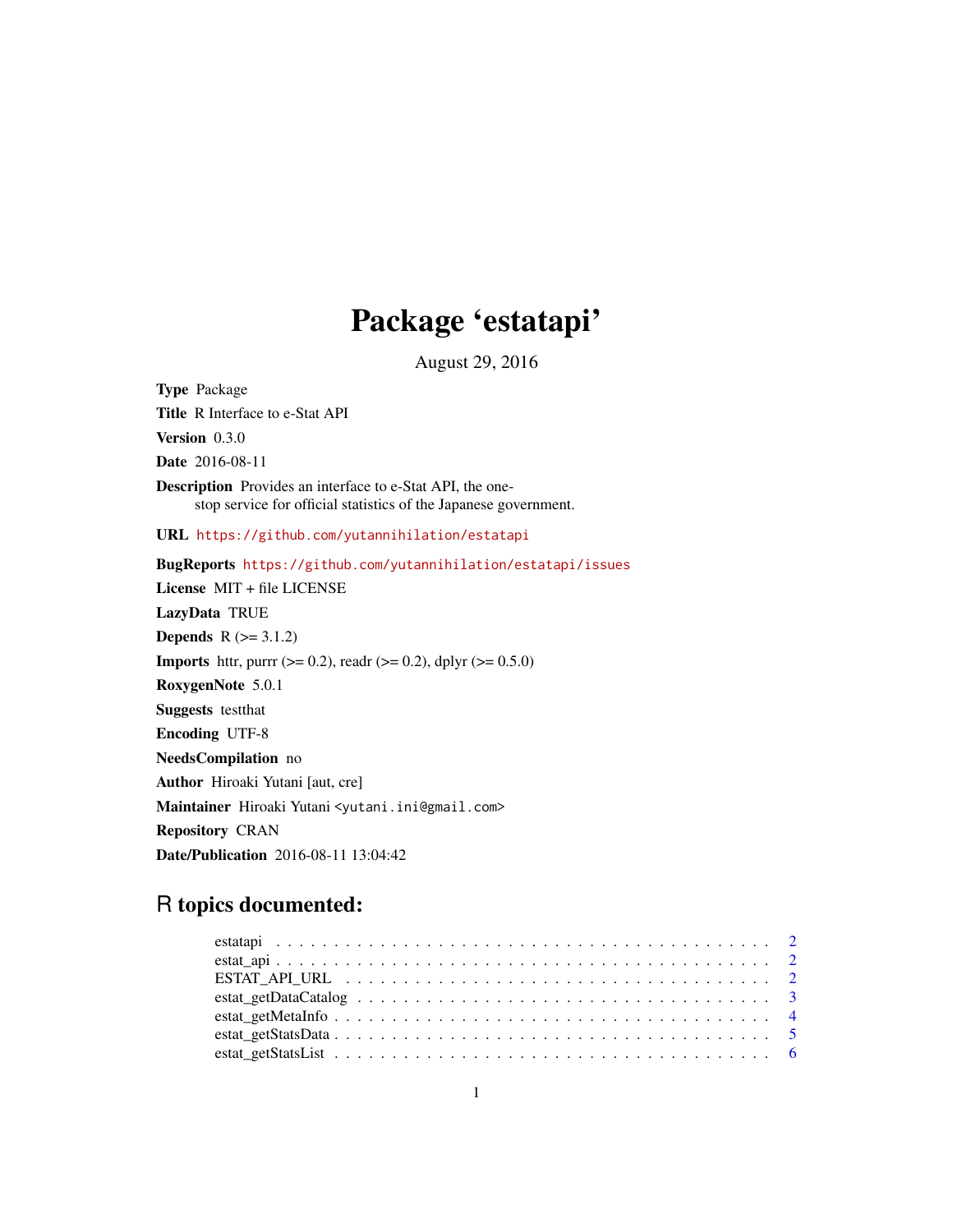# Package 'estatapi'

August 29, 2016

**Type** Package

**Title** R Interface to e-Stat API

**Version** 0.3.0

**Date** 2016-08-11

**Description** Provides an interface to e-Stat API, the one-stop service for official statistics of the Japanese government.

**URL** https://github.com/yutannihilation/estatapi

**BugReports** https://github.com/yutannihilation/estatapi/issues

**License** MIT + file LICENSE

**LazyData** TRUE

**Depends** R (>= 3.1.2)

**Imports** httr, purrr (>= 0.2), readr (>= 0.2), dplyr (>= 0.5.0)

**RoxygenNote** 5.0.1

**Suggests** testthat

**Encoding** UTF-8

**NeedsCompilation** no

**Author** Hiroaki Yutani [aut, cre]

**Maintainer** Hiroaki Yutani <yutani.ini@gmail.com>

**Repository** CRAN

**Date/Publication** 2016-08-11 13:04:42

## R topics documented:

- estatapi . . . . . . . . . . . . . . . . . . . . . . . . . . . . . . . . . . . . . . . . . . 2
- estat_api . . . . . . . . . . . . . . . . . . . . . . . . . . . . . . . . . . . . . . . . . 2
- ESTAT_API_URL . . . . . . . . . . . . . . . . . . . . . . . . . . . . . . . . . . . . . 2
- estat_getDataCatalog . . . . . . . . . . . . . . . . . . . . . . . . . . . . . . . . . . 3
- estat_getMetaInfo . . . . . . . . . . . . . . . . . . . . . . . . . . . . . . . . . . . . 4
- estat_getStatsData . . . . . . . . . . . . . . . . . . . . . . . . . . . . . . . . . . . 5
- estat_getStatsList . . . . . . . . . . . . . . . . . . . . . . . . . . . . . . . . . . . . 6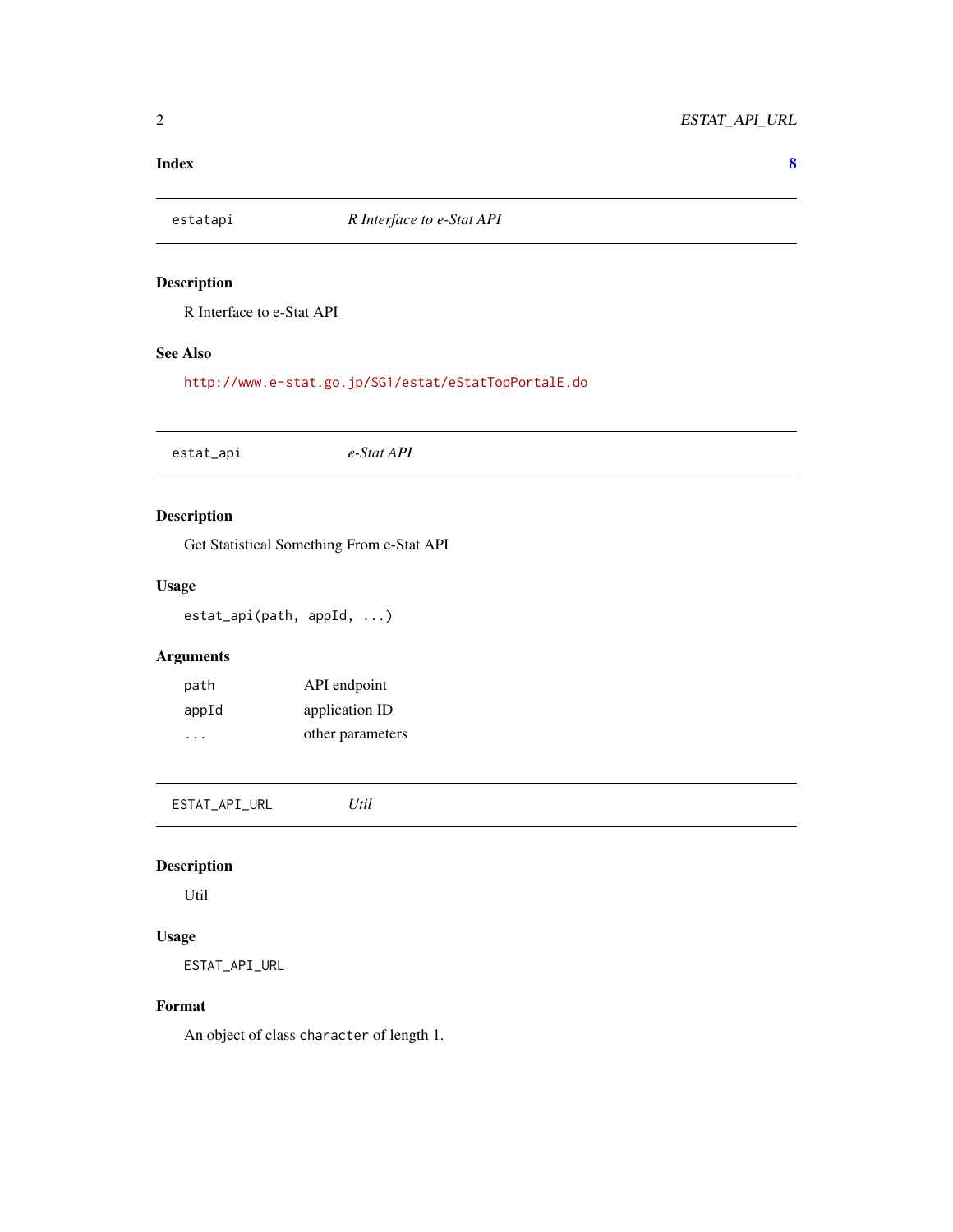**Index** **8**

---

`estatapi` *R Interface to e-Stat API*

---

### Description

R Interface to e-Stat API

### See Also

http://www.e-stat.go.jp/SG1/estat/eStatTopPortalE.do

---

`estat_api` *e-Stat API*

---

### Description

Get Statistical Something From e-Stat API

### Usage

```
estat_api(path, appId, ...)
```

### Arguments

| | |
|---|---|
| `path` | API endpoint |
| `appId` | application ID |
| `...` | other parameters |

---

`ESTAT_API_URL` *Util*

---

### Description

Util

### Usage

```
ESTAT_API_URL
```

### Format

An object of class `character` of length 1.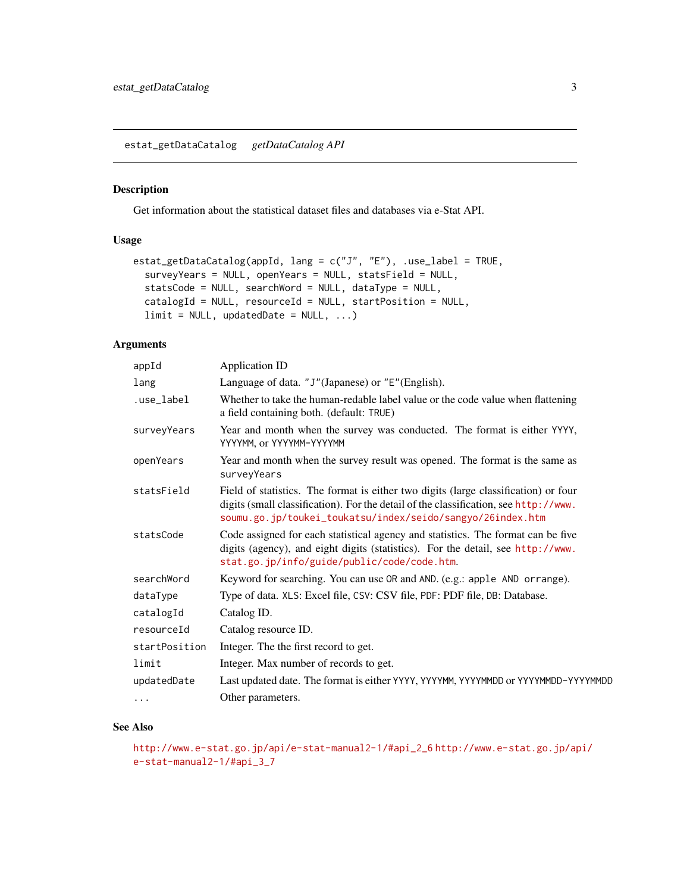## estat_getDataCatalog *getDataCatalog API*

### Description

Get information about the statistical dataset files and databases via e-Stat API.

### Usage

```
estat_getDataCatalog(appId, lang = c("J", "E"), .use_label = TRUE,
  surveyYears = NULL, openYears = NULL, statsField = NULL,
  statsCode = NULL, searchWord = NULL, dataType = NULL,
  catalogId = NULL, resourceId = NULL, startPosition = NULL,
  limit = NULL, updatedDate = NULL, ...)
```

### Arguments

| | |
|---|---|
| `appId` | Application ID |
| `lang` | Language of data. `"J"`(Japanese) or `"E"`(English). |
| `.use_label` | Whether to take the human-redable label value or the code value when flattening a field containing both. (default: `TRUE`) |
| `surveyYears` | Year and month when the survey was conducted. The format is either `YYYY`, `YYYYMM`, or `YYYYMM-YYYYMM` |
| `openYears` | Year and month when the survey result was opened. The format is the same as `surveyYears` |
| `statsField` | Field of statistics. The format is either two digits (large classification) or four digits (small classification). For the detail of the classification, see http://www.soumu.go.jp/toukei_toukatsu/index/seido/sangyo/26index.htm |
| `statsCode` | Code assigned for each statistical agency and statistics. The format can be five digits (agency), and eight digits (statistics). For the detail, see http://www.stat.go.jp/info/guide/public/code/code.htm. |
| `searchWord` | Keyword for searching. You can use `OR` and `AND`. (e.g.: `apple AND orrange`). |
| `dataType` | Type of data. `XLS`: Excel file, `CSV`: CSV file, `PDF`: PDF file, `DB`: Database. |
| `catalogId` | Catalog ID. |
| `resourceId` | Catalog resource ID. |
| `startPosition` | Integer. The the first record to get. |
| `limit` | Integer. Max number of records to get. |
| `updatedDate` | Last updated date. The format is either `YYYY`, `YYYYMM`, `YYYYMMDD` or `YYYYMMDD-YYYYMMDD` |
| `...` | Other parameters. |

### See Also

http://www.e-stat.go.jp/api/e-stat-manual2-1/#api_2_6 http://www.e-stat.go.jp/api/e-stat-manual2-1/#api_3_7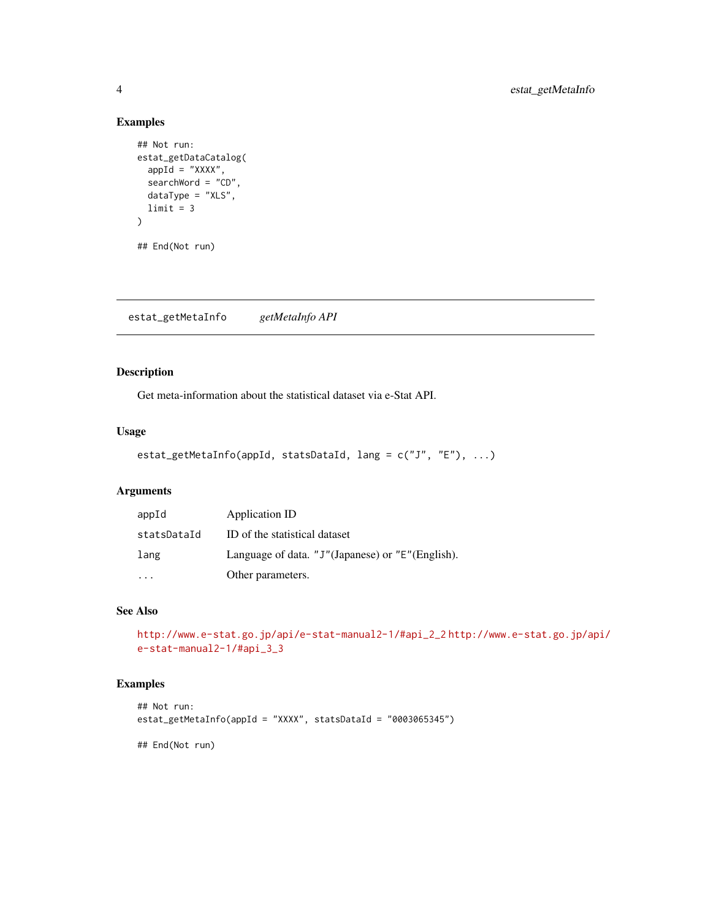### Examples

```
## Not run:
estat_getDataCatalog(
  appId = "XXXX",
  searchWord = "CD",
  dataType = "XLS",
  limit = 3
)

## End(Not run)
```

---

## estat_getMetaInfo *getMetaInfo API*

---

### Description

Get meta-information about the statistical dataset via e-Stat API.

### Usage

```
estat_getMetaInfo(appId, statsDataId, lang = c("J", "E"), ...)
```

### Arguments

| | |
|---|---|
| appId | Application ID |
| statsDataId | ID of the statistical dataset |
| lang | Language of data. "J"(Japanese) or "E"(English). |
| ... | Other parameters. |

### See Also

http://www.e-stat.go.jp/api/e-stat-manual2-1/#api_2_2 http://www.e-stat.go.jp/api/e-stat-manual2-1/#api_3_3

### Examples

```
## Not run:
estat_getMetaInfo(appId = "XXXX", statsDataId = "0003065345")

## End(Not run)
```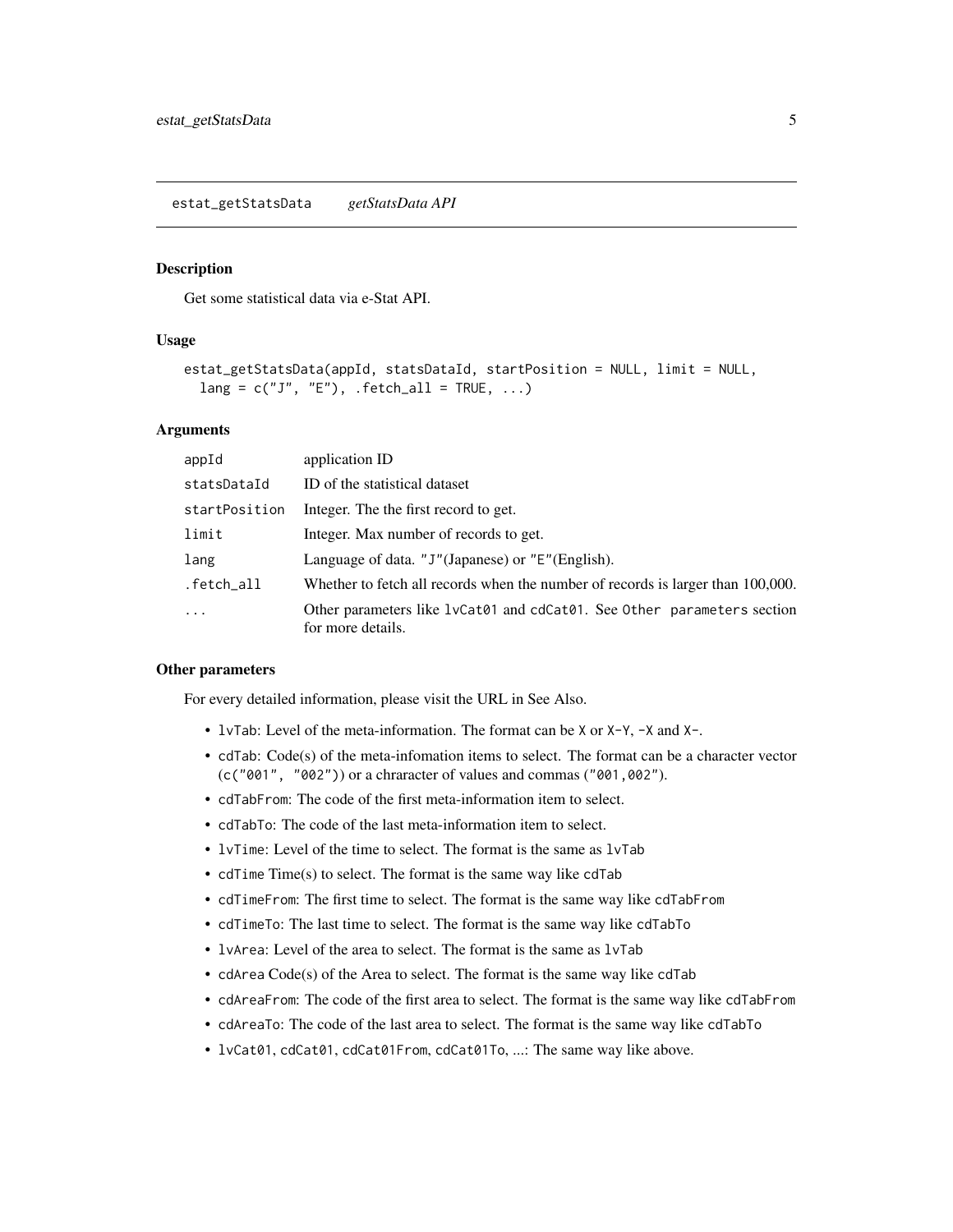## estat_getStatsData *getStatsData API*

### Description

Get some statistical data via e-Stat API.

### Usage

```
estat_getStatsData(appId, statsDataId, startPosition = NULL, limit = NULL,
  lang = c("J", "E"), .fetch_all = TRUE, ...)
```

### Arguments

| | |
|---|---|
| `appId` | application ID |
| `statsDataId` | ID of the statistical dataset |
| `startPosition` | Integer. The the first record to get. |
| `limit` | Integer. Max number of records to get. |
| `lang` | Language of data. `"J"`(Japanese) or `"E"`(English). |
| `.fetch_all` | Whether to fetch all records when the number of records is larger than 100,000. |
| `...` | Other parameters like `lvCat01` and `cdCat01`. See `Other parameters` section for more details. |

### Other parameters

For every detailed information, please visit the URL in See Also.

- `lvTab`: Level of the meta-information. The format can be `X` or `X-Y`, `-X` and `X-`.
- `cdTab`: Code(s) of the meta-infomation items to select. The format can be a character vector (`c("001", "002")`) or a chraracter of values and commas (`"001,002"`).
- `cdTabFrom`: The code of the first meta-information item to select.
- `cdTabTo`: The code of the last meta-information item to select.
- `lvTime`: Level of the time to select. The format is the same as `lvTab`
- `cdTime` Time(s) to select. The format is the same way like `cdTab`
- `cdTimeFrom`: The first time to select. The format is the same way like `cdTabFrom`
- `cdTimeTo`: The last time to select. The format is the same way like `cdTabTo`
- `lvArea`: Level of the area to select. The format is the same as `lvTab`
- `cdArea` Code(s) of the Area to select. The format is the same way like `cdTab`
- `cdAreaFrom`: The code of the first area to select. The format is the same way like `cdTabFrom`
- `cdAreaTo`: The code of the last area to select. The format is the same way like `cdTabTo`
- `lvCat01`, `cdCat01`, `cdCat01From`, `cdCat01To`, ...: The same way like above.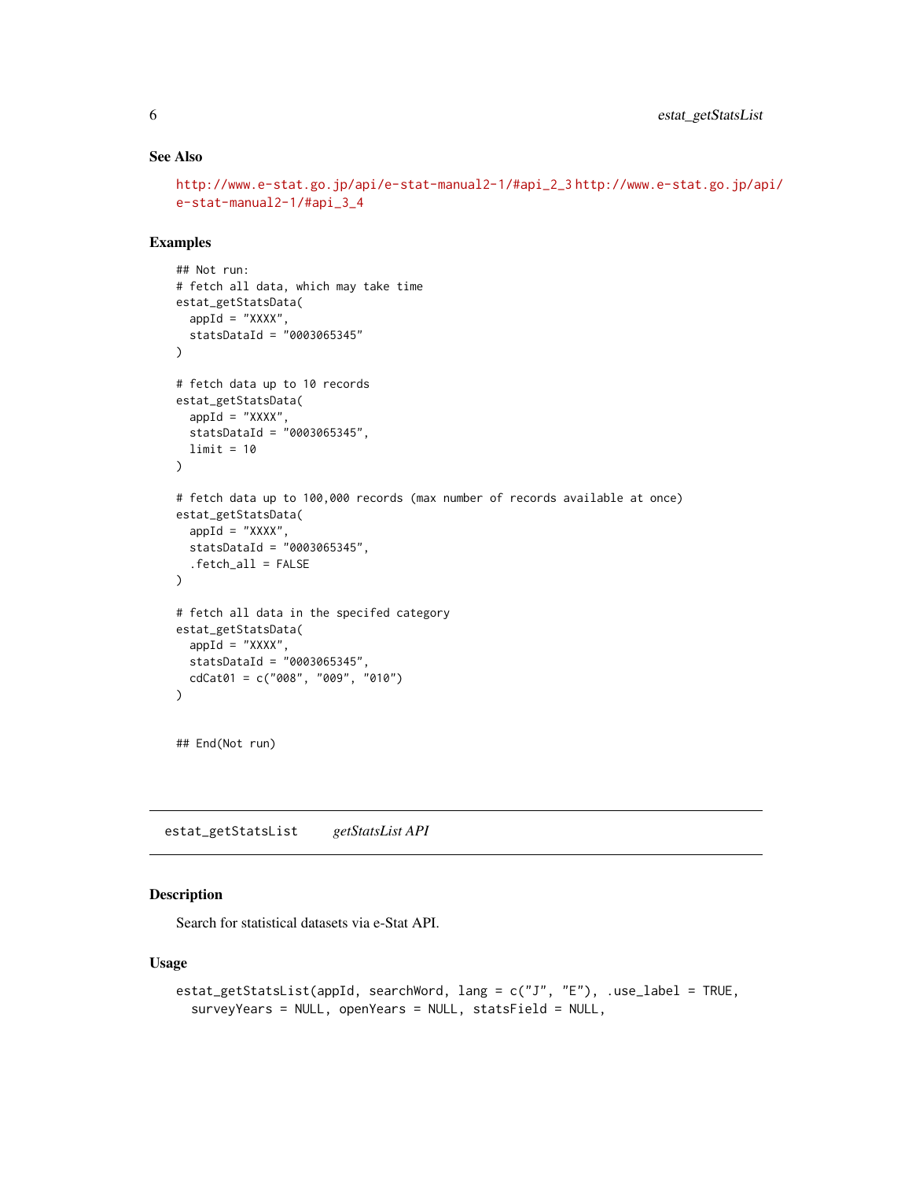### See Also

http://www.e-stat.go.jp/api/e-stat-manual2-1/#api_2_3 http://www.e-stat.go.jp/api/e-stat-manual2-1/#api_3_4

### Examples

```
## Not run:
# fetch all data, which may take time
estat_getStatsData(
  appId = "XXXX",
  statsDataId = "0003065345"
)

# fetch data up to 10 records
estat_getStatsData(
  appId = "XXXX",
  statsDataId = "0003065345",
  limit = 10
)

# fetch data up to 100,000 records (max number of records available at once)
estat_getStatsData(
  appId = "XXXX",
  statsDataId = "0003065345",
  .fetch_all = FALSE
)

# fetch all data in the specifed category
estat_getStatsData(
  appId = "XXXX",
  statsDataId = "0003065345",
  cdCat01 = c("008", "009", "010")
)


## End(Not run)
```

---

## estat_getStatsList *getStatsList API*

---

### Description

Search for statistical datasets via e-Stat API.

### Usage

```
estat_getStatsList(appId, searchWord, lang = c("J", "E"), .use_label = TRUE,
  surveyYears = NULL, openYears = NULL, statsField = NULL,
```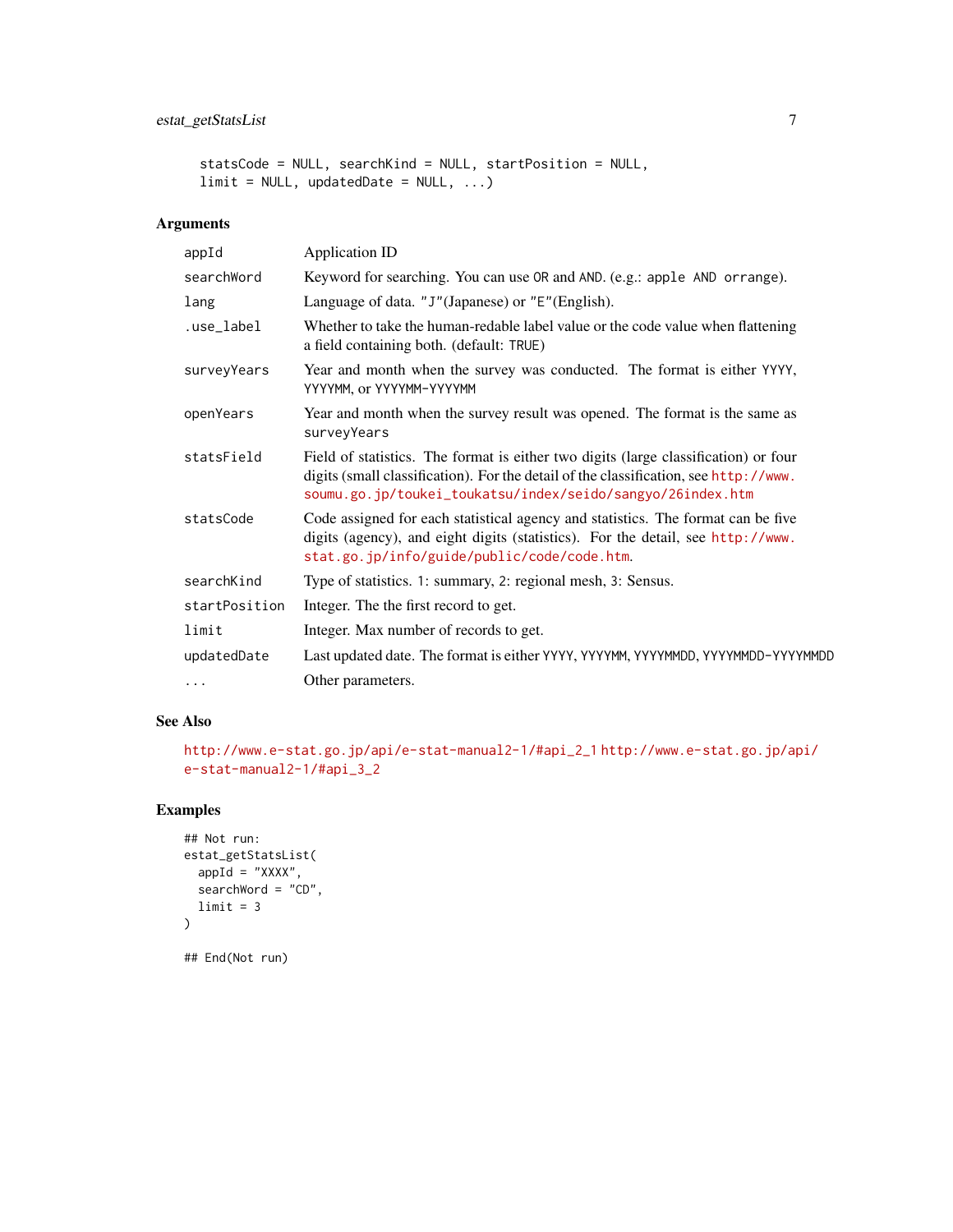```
statsCode = NULL, searchKind = NULL, startPosition = NULL,
limit = NULL, updatedDate = NULL, ...)
```

## Arguments

| | |
|---|---|
| appId | Application ID |
| searchWord | Keyword for searching. You can use OR and AND. (e.g.: apple AND orrange). |
| lang | Language of data. "J"(Japanese) or "E"(English). |
| .use_label | Whether to take the human-redable label value or the code value when flattening a field containing both. (default: TRUE) |
| surveyYears | Year and month when the survey was conducted. The format is either YYYY, YYYYMM, or YYYYMM-YYYYMM |
| openYears | Year and month when the survey result was opened. The format is the same as surveyYears |
| statsField | Field of statistics. The format is either two digits (large classification) or four digits (small classification). For the detail of the classification, see http://www.soumu.go.jp/toukei_toukatsu/index/seido/sangyo/26index.htm |
| statsCode | Code assigned for each statistical agency and statistics. The format can be five digits (agency), and eight digits (statistics). For the detail, see http://www.stat.go.jp/info/guide/public/code/code.htm. |
| searchKind | Type of statistics. 1: summary, 2: regional mesh, 3: Sensus. |
| startPosition | Integer. The the first record to get. |
| limit | Integer. Max number of records to get. |
| updatedDate | Last updated date. The format is either YYYY, YYYYMM, YYYYMMDD, YYYYMMDD-YYYYMMDD |
| ... | Other parameters. |

## See Also

http://www.e-stat.go.jp/api/e-stat-manual2-1/#api_2_1 http://www.e-stat.go.jp/api/e-stat-manual2-1/#api_3_2

## Examples

```
## Not run:
estat_getStatsList(
  appId = "XXXX",
  searchWord = "CD",
  limit = 3
)

## End(Not run)
```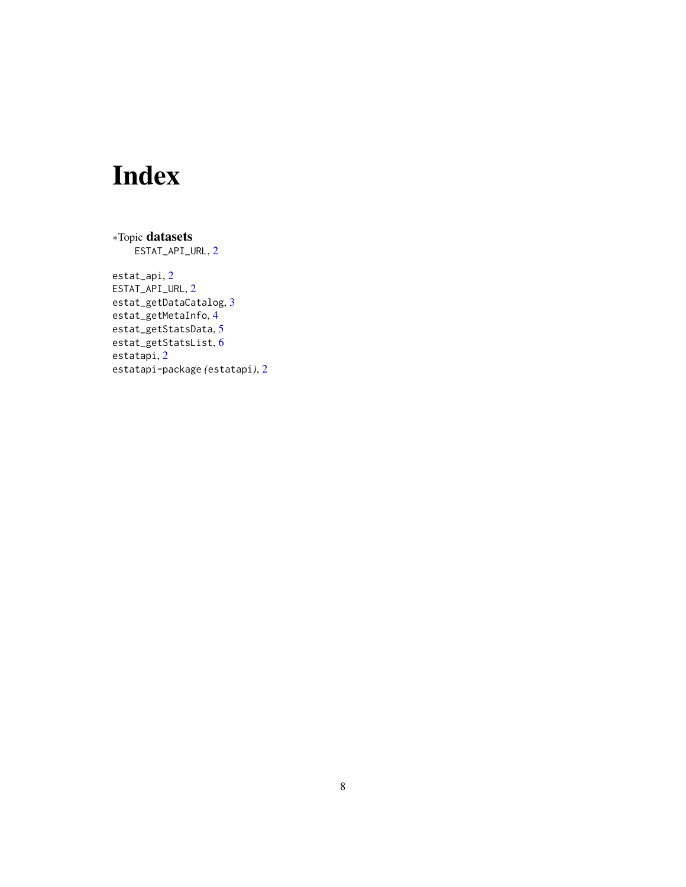# Index

*Topic **datasets**
    ESTAT_API_URL, 2

estat_api, 2
ESTAT_API_URL, 2
estat_getDataCatalog, 3
estat_getMetaInfo, 4
estat_getStatsData, 5
estat_getStatsList, 6
estatapi, 2
estatapi-package (estatapi), 2